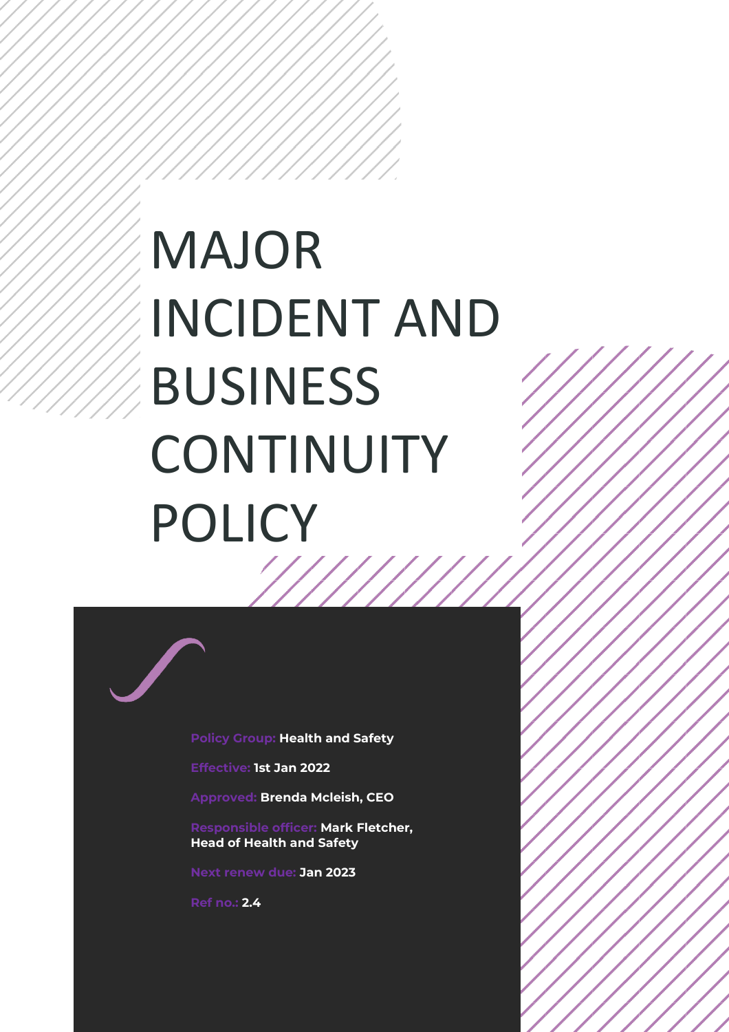# MAJOR INCIDENT AND BUSINESS CONTINUITY POLICY

**Policy Group:** Health and Safety

**Effective:** 1st Jan 2022

**Approved:** Brenda Mcleish, CEO

**Responsible officer:** Mark Fletcher, Head of Health and Safety

**Next renew due:** Jan 2023

**Ref no.:** 2.4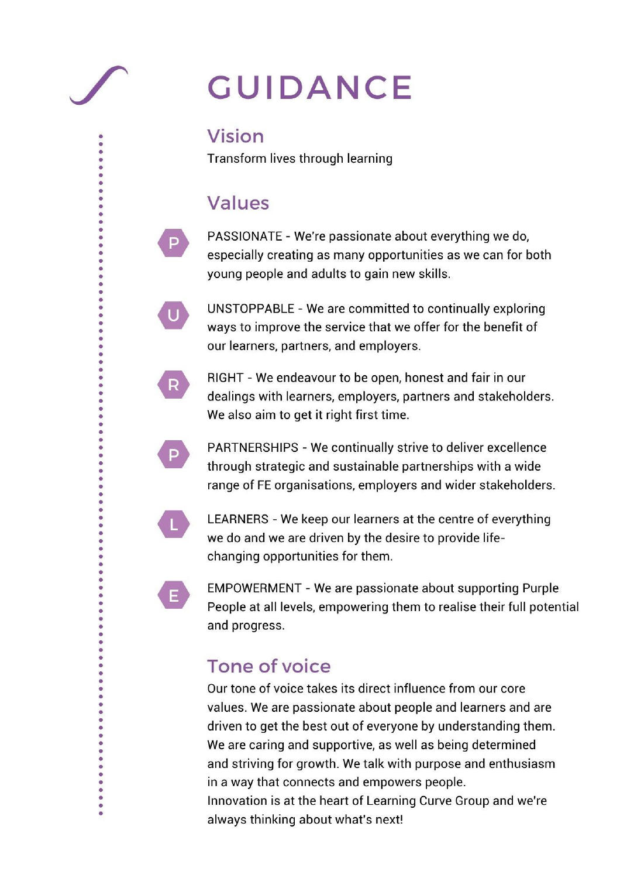# GUIDANCE

## Vision

Transform lives through learning

## Values

- **P** PASSIONATE - We're passionate about everything we do, especially creating as many opportunities as we can for both young people and adults to gain new skills.
- **U** UNSTOPPABLE - We are committed to continually exploring ways to improve the service that we offer for the benefit of our learners, partners, and employers.
- **R** RIGHT - We endeavour to be open, honest and fair in our dealings with learners, employers, partners and stakeholders. We also aim to get it right first time.
- **P** PARTNERSHIPS - We continually strive to deliver excellence through strategic and sustainable partnerships with a wide range of FE organisations, employers and wider stakeholders.
- **L** LEARNERS - We keep our learners at the centre of everything we do and we are driven by the desire to provide life-changing opportunities for them.
- **E** EMPOWERMENT - We are passionate about supporting Purple People at all levels, empowering them to realise their full potential and progress.

## Tone of voice

Our tone of voice takes its direct influence from our core values. We are passionate about people and learners and are driven to get the best out of everyone by understanding them. We are caring and supportive, as well as being determined and striving for growth. We talk with purpose and enthusiasm in a way that connects and empowers people.
Innovation is at the heart of Learning Curve Group and we're always thinking about what's next!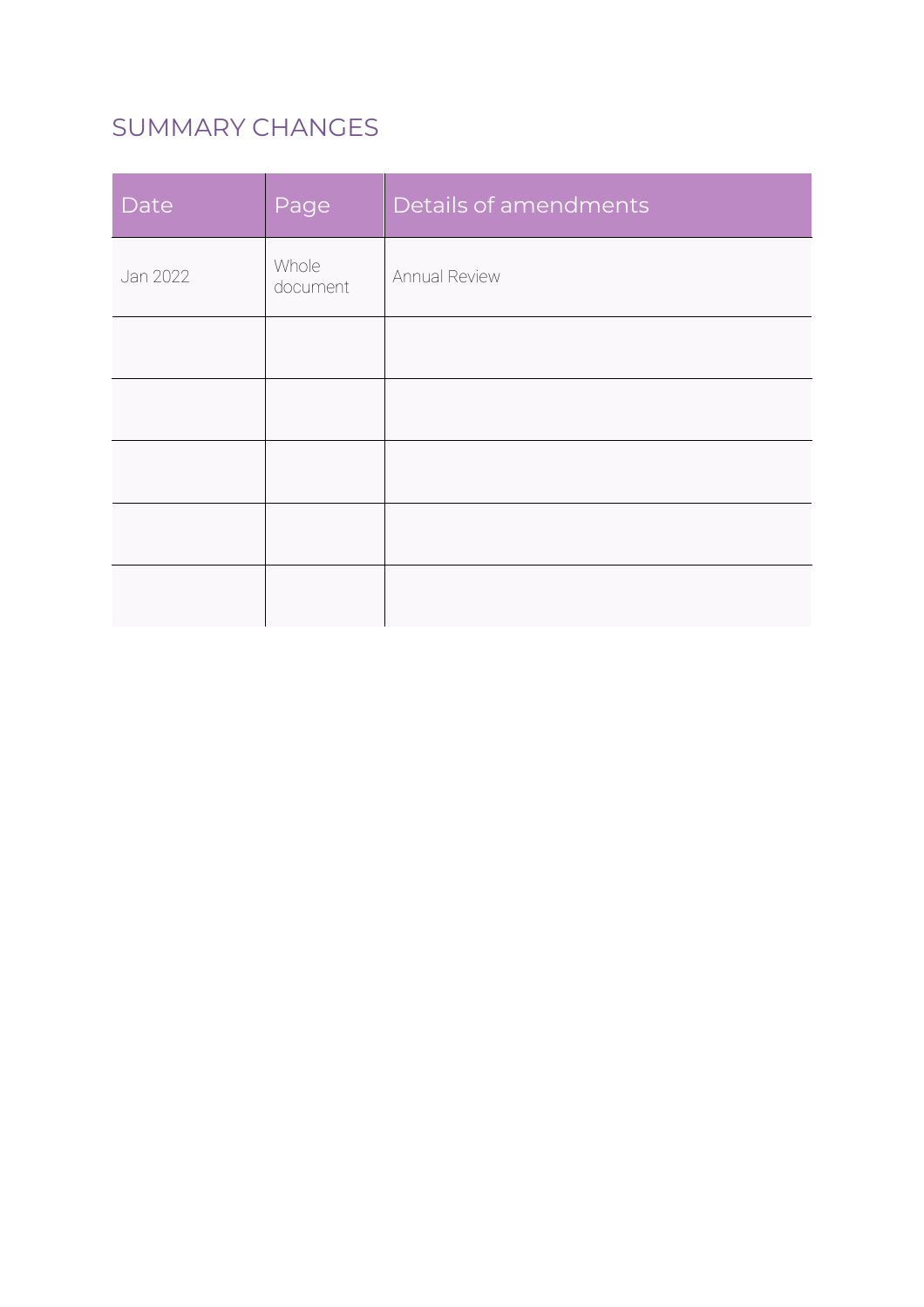## SUMMARY CHANGES

| Date | Page | Details of amendments |
|---|---|---|
| Jan 2022 | Whole document | Annual Review |
| | | |
| | | |
| | | |
| | | |
| | | |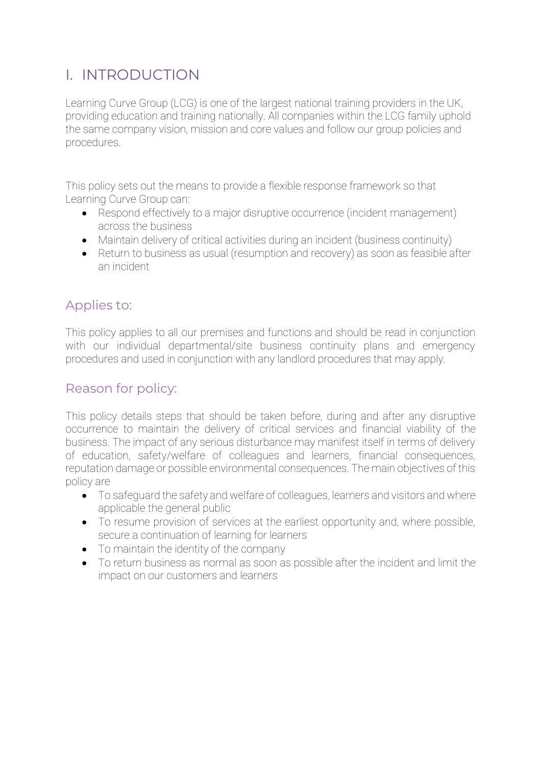# I. INTRODUCTION

Learning Curve Group (LCG) is one of the largest national training providers in the UK, providing education and training nationally. All companies within the LCG family uphold the same company vision, mission and core values and follow our group policies and procedures.

This policy sets out the means to provide a flexible response framework so that Learning Curve Group can:

- Respond effectively to a major disruptive occurrence (incident management) across the business
- Maintain delivery of critical activities during an incident (business continuity)
- Return to business as usual (resumption and recovery) as soon as feasible after an incident

## Applies to:

This policy applies to all our premises and functions and should be read in conjunction with our individual departmental/site business continuity plans and emergency procedures and used in conjunction with any landlord procedures that may apply.

## Reason for policy:

This policy details steps that should be taken before, during and after any disruptive occurrence to maintain the delivery of critical services and financial viability of the business. The impact of any serious disturbance may manifest itself in terms of delivery of education, safety/welfare of colleagues and learners, financial consequences, reputation damage or possible environmental consequences. The main objectives of this policy are

- To safeguard the safety and welfare of colleagues, learners and visitors and where applicable the general public
- To resume provision of services at the earliest opportunity and, where possible, secure a continuation of learning for learners
- To maintain the identity of the company
- To return business as normal as soon as possible after the incident and limit the impact on our customers and learners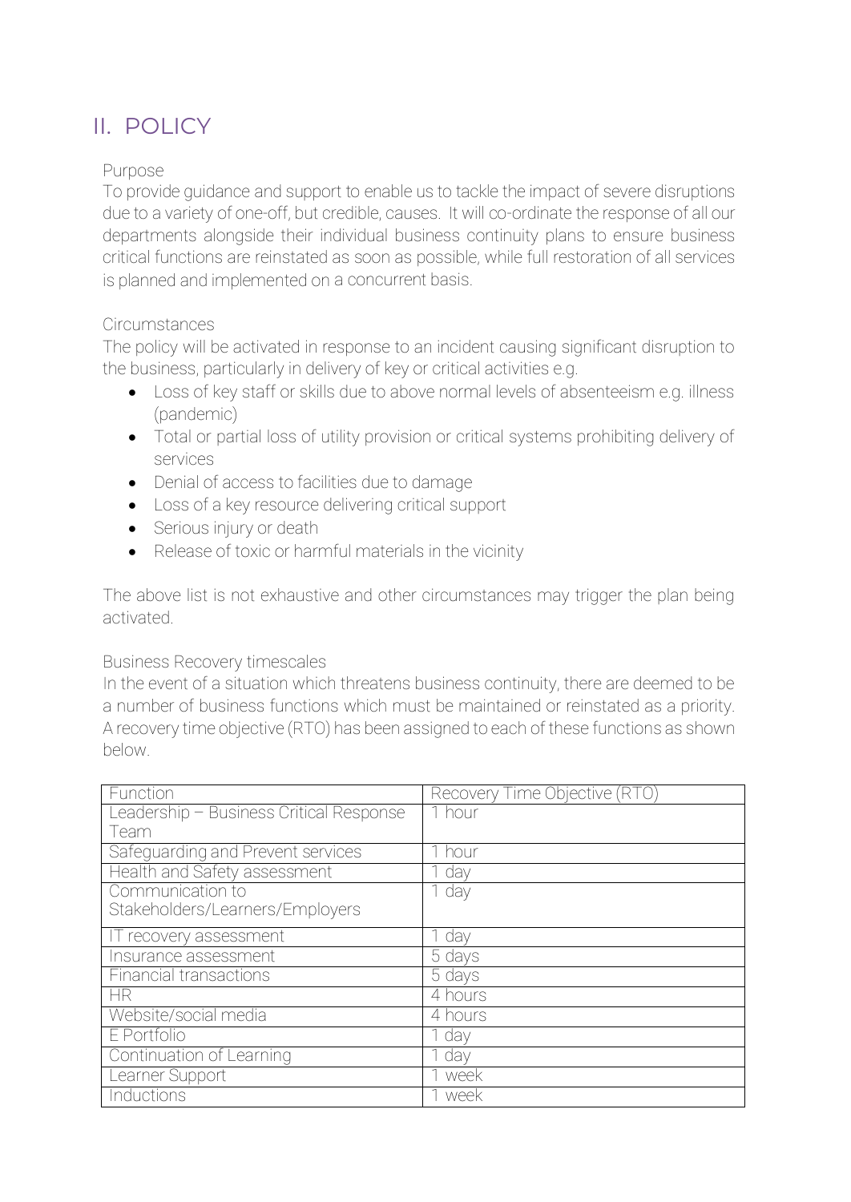## II. POLICY

Purpose

To provide guidance and support to enable us to tackle the impact of severe disruptions due to a variety of one-off, but credible, causes. It will co-ordinate the response of all our departments alongside their individual business continuity plans to ensure business critical functions are reinstated as soon as possible, while full restoration of all services is planned and implemented on a concurrent basis.

Circumstances

The policy will be activated in response to an incident causing significant disruption to the business, particularly in delivery of key or critical activities e.g.

- Loss of key staff or skills due to above normal levels of absenteeism e.g. illness (pandemic)
- Total or partial loss of utility provision or critical systems prohibiting delivery of services
- Denial of access to facilities due to damage
- Loss of a key resource delivering critical support
- Serious injury or death
- Release of toxic or harmful materials in the vicinity

The above list is not exhaustive and other circumstances may trigger the plan being activated.

Business Recovery timescales

In the event of a situation which threatens business continuity, there are deemed to be a number of business functions which must be maintained or reinstated as a priority. A recovery time objective (RTO) has been assigned to each of these functions as shown below.

| Function | Recovery Time Objective (RTO) |
|---|---|
| Leadership – Business Critical Response Team | 1 hour |
| Safeguarding and Prevent services | 1 hour |
| Health and Safety assessment | 1 day |
| Communication to Stakeholders/Learners/Employers | 1 day |
| IT recovery assessment | 1 day |
| Insurance assessment | 5 days |
| Financial transactions | 5 days |
| HR | 4 hours |
| Website/social media | 4 hours |
| E Portfolio | 1 day |
| Continuation of Learning | 1 day |
| Learner Support | 1 week |
| Inductions | 1 week |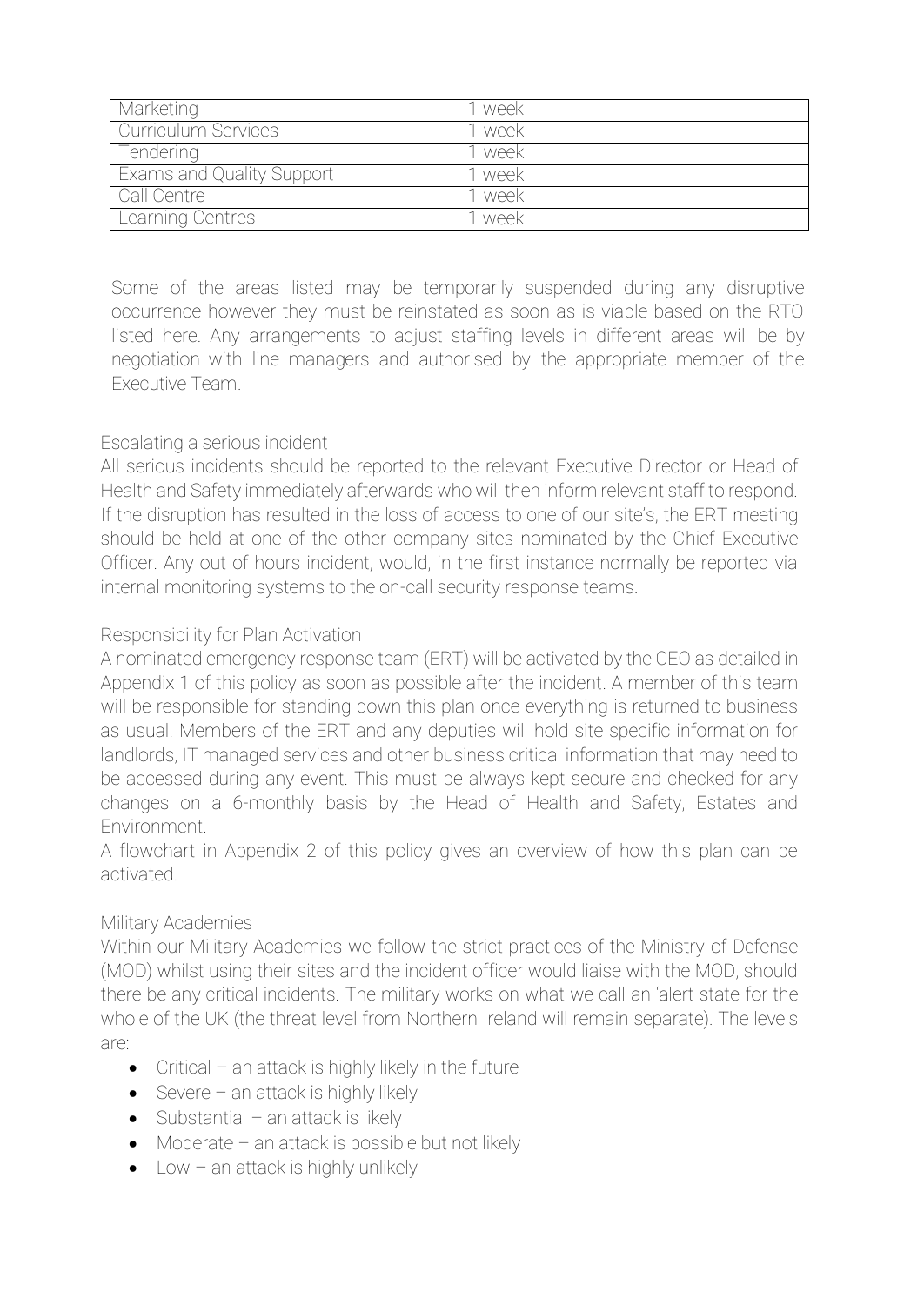| Marketing | 1 week |
|---|---|
| Curriculum Services | 1 week |
| Tendering | 1 week |
| Exams and Quality Support | 1 week |
| Call Centre | 1 week |
| Learning Centres | 1 week |

Some of the areas listed may be temporarily suspended during any disruptive occurrence however they must be reinstated as soon as is viable based on the RTO listed here. Any arrangements to adjust staffing levels in different areas will be by negotiation with line managers and authorised by the appropriate member of the Executive Team.

### Escalating a serious incident

All serious incidents should be reported to the relevant Executive Director or Head of Health and Safety immediately afterwards who will then inform relevant staff to respond. If the disruption has resulted in the loss of access to one of our site's, the ERT meeting should be held at one of the other company sites nominated by the Chief Executive Officer. Any out of hours incident, would, in the first instance normally be reported via internal monitoring systems to the on-call security response teams.

### Responsibility for Plan Activation

A nominated emergency response team (ERT) will be activated by the CEO as detailed in Appendix 1 of this policy as soon as possible after the incident. A member of this team will be responsible for standing down this plan once everything is returned to business as usual. Members of the ERT and any deputies will hold site specific information for landlords, IT managed services and other business critical information that may need to be accessed during any event. This must be always kept secure and checked for any changes on a 6-monthly basis by the Head of Health and Safety, Estates and Environment.

A flowchart in Appendix 2 of this policy gives an overview of how this plan can be activated.

### Military Academies

Within our Military Academies we follow the strict practices of the Ministry of Defense (MOD) whilst using their sites and the incident officer would liaise with the MOD, should there be any critical incidents. The military works on what we call an 'alert state for the whole of the UK (the threat level from Northern Ireland will remain separate). The levels are:

- Critical – an attack is highly likely in the future
- Severe – an attack is highly likely
- Substantial – an attack is likely
- Moderate – an attack is possible but not likely
- Low – an attack is highly unlikely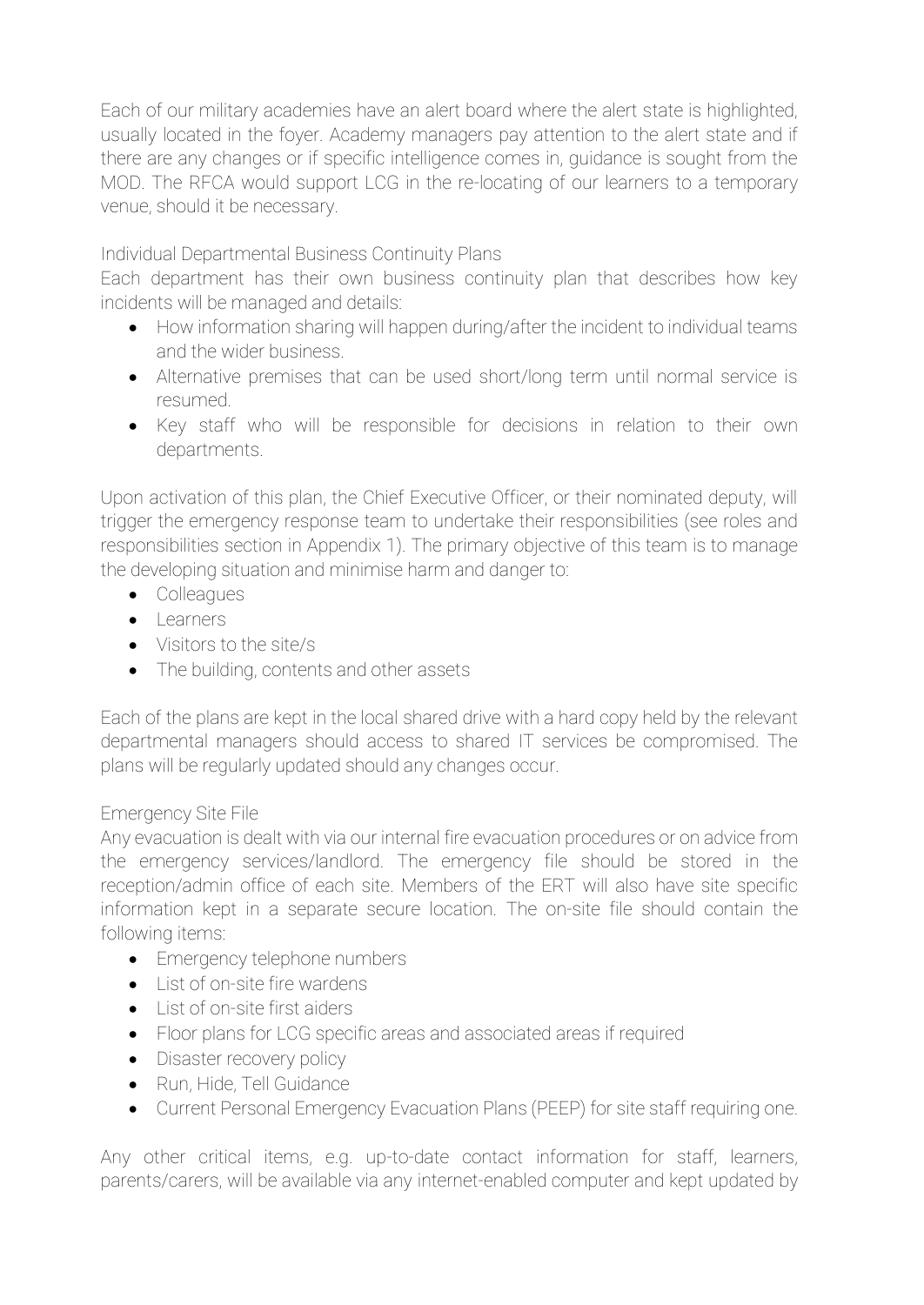Each of our military academies have an alert board where the alert state is highlighted, usually located in the foyer. Academy managers pay attention to the alert state and if there are any changes or if specific intelligence comes in, guidance is sought from the MOD. The RFCA would support LCG in the re-locating of our learners to a temporary venue, should it be necessary.

## Individual Departmental Business Continuity Plans

Each department has their own business continuity plan that describes how key incidents will be managed and details:

- How information sharing will happen during/after the incident to individual teams and the wider business.
- Alternative premises that can be used short/long term until normal service is resumed.
- Key staff who will be responsible for decisions in relation to their own departments.

Upon activation of this plan, the Chief Executive Officer, or their nominated deputy, will trigger the emergency response team to undertake their responsibilities (see roles and responsibilities section in Appendix 1). The primary objective of this team is to manage the developing situation and minimise harm and danger to:

- Colleagues
- Learners
- Visitors to the site/s
- The building, contents and other assets

Each of the plans are kept in the local shared drive with a hard copy held by the relevant departmental managers should access to shared IT services be compromised. The plans will be regularly updated should any changes occur.

## Emergency Site File

Any evacuation is dealt with via our internal fire evacuation procedures or on advice from the emergency services/landlord. The emergency file should be stored in the reception/admin office of each site. Members of the ERT will also have site specific information kept in a separate secure location. The on-site file should contain the following items:

- Emergency telephone numbers
- List of on-site fire wardens
- List of on-site first aiders
- Floor plans for LCG specific areas and associated areas if required
- Disaster recovery policy
- Run, Hide, Tell Guidance
- Current Personal Emergency Evacuation Plans (PEEP) for site staff requiring one.

Any other critical items, e.g. up-to-date contact information for staff, learners, parents/carers, will be available via any internet-enabled computer and kept updated by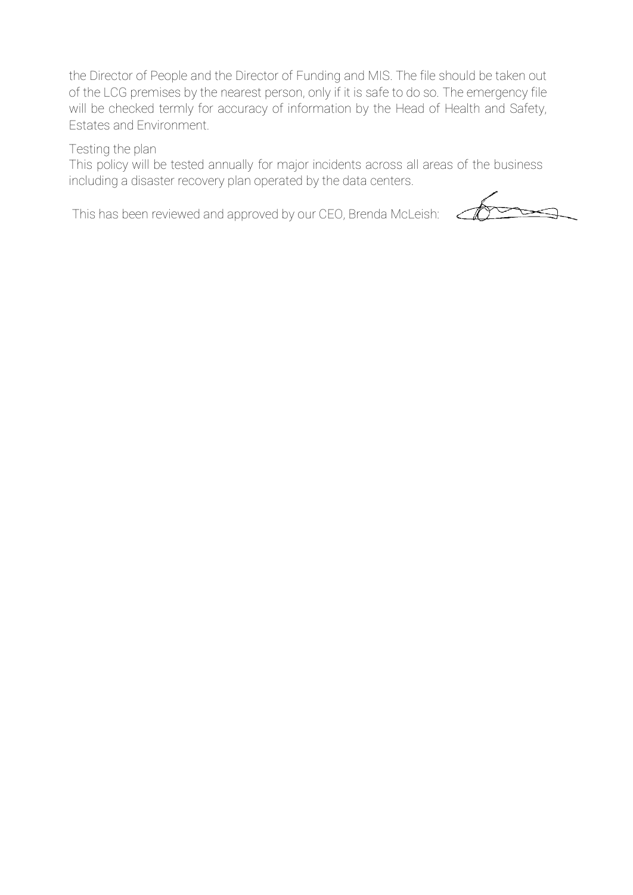the Director of People and the Director of Funding and MIS. The file should be taken out of the LCG premises by the nearest person, only if it is safe to do so. The emergency file will be checked termly for accuracy of information by the Head of Health and Safety, Estates and Environment.

Testing the plan

This policy will be tested annually for major incidents across all areas of the business including a disaster recovery plan operated by the data centers.

This has been reviewed and approved by our CEO, Brenda McLeish: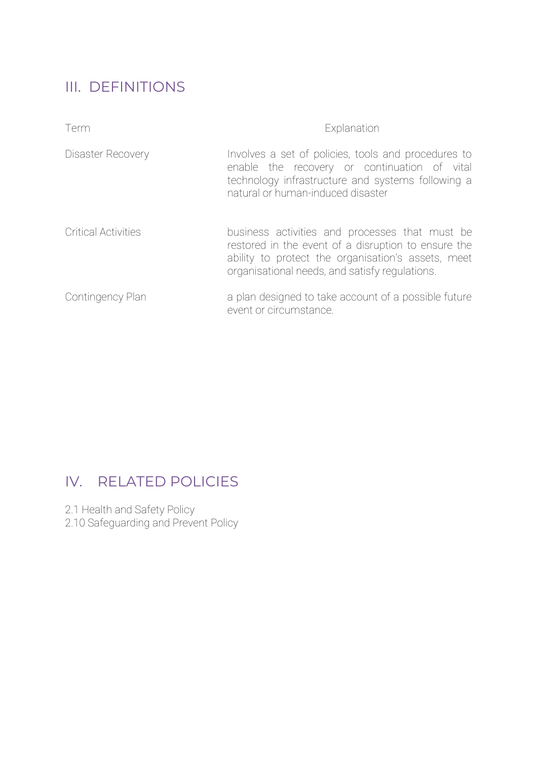## III. DEFINITIONS

| Term | Explanation |
| --- | --- |
| Disaster Recovery | Involves a set of policies, tools and procedures to enable the recovery or continuation of vital technology infrastructure and systems following a natural or human-induced disaster |
| Critical Activities | business activities and processes that must be restored in the event of a disruption to ensure the ability to protect the organisation's assets, meet organisational needs, and satisfy regulations. |
| Contingency Plan | a plan designed to take account of a possible future event or circumstance. |

## IV. RELATED POLICIES

2.1 Health and Safety Policy
2.10 Safeguarding and Prevent Policy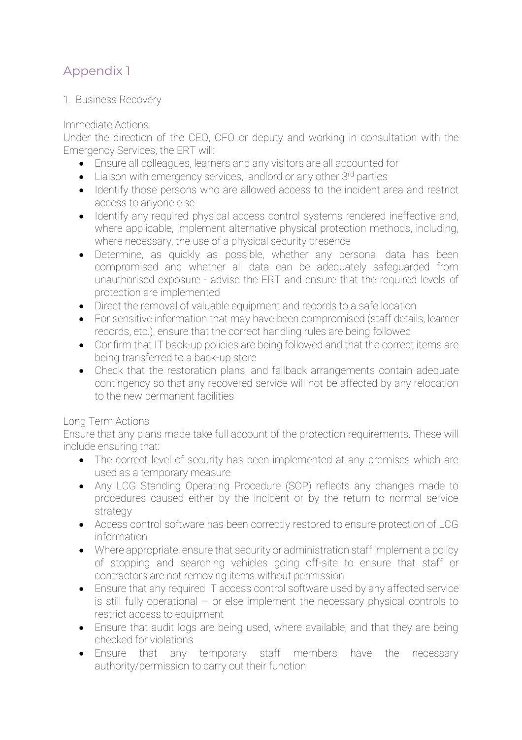## Appendix 1

1. Business Recovery

Immediate Actions

Under the direction of the CEO, CFO or deputy and working in consultation with the Emergency Services, the ERT will:

- Ensure all colleagues, learners and any visitors are all accounted for
- Liaison with emergency services, landlord or any other 3rd parties
- Identify those persons who are allowed access to the incident area and restrict access to anyone else
- Identify any required physical access control systems rendered ineffective and, where applicable, implement alternative physical protection methods, including, where necessary, the use of a physical security presence
- Determine, as quickly as possible, whether any personal data has been compromised and whether all data can be adequately safeguarded from unauthorised exposure - advise the ERT and ensure that the required levels of protection are implemented
- Direct the removal of valuable equipment and records to a safe location
- For sensitive information that may have been compromised (staff details, learner records, etc.), ensure that the correct handling rules are being followed
- Confirm that IT back-up policies are being followed and that the correct items are being transferred to a back-up store
- Check that the restoration plans, and fallback arrangements contain adequate contingency so that any recovered service will not be affected by any relocation to the new permanent facilities

Long Term Actions

Ensure that any plans made take full account of the protection requirements. These will include ensuring that:

- The correct level of security has been implemented at any premises which are used as a temporary measure
- Any LCG Standing Operating Procedure (SOP) reflects any changes made to procedures caused either by the incident or by the return to normal service strategy
- Access control software has been correctly restored to ensure protection of LCG information
- Where appropriate, ensure that security or administration staff implement a policy of stopping and searching vehicles going off-site to ensure that staff or contractors are not removing items without permission
- Ensure that any required IT access control software used by any affected service is still fully operational – or else implement the necessary physical controls to restrict access to equipment
- Ensure that audit logs are being used, where available, and that they are being checked for violations
- Ensure that any temporary staff members have the necessary authority/permission to carry out their function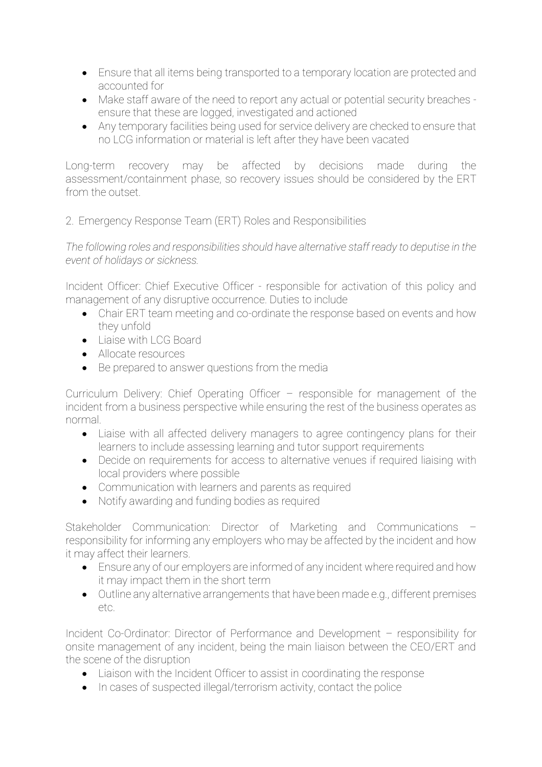- Ensure that all items being transported to a temporary location are protected and accounted for
- Make staff aware of the need to report any actual or potential security breaches - ensure that these are logged, investigated and actioned
- Any temporary facilities being used for service delivery are checked to ensure that no LCG information or material is left after they have been vacated

Long-term recovery may be affected by decisions made during the assessment/containment phase, so recovery issues should be considered by the ERT from the outset.

## 2. Emergency Response Team (ERT) Roles and Responsibilities

*The following roles and responsibilities should have alternative staff ready to deputise in the event of holidays or sickness.*

Incident Officer: Chief Executive Officer - responsible for activation of this policy and management of any disruptive occurrence. Duties to include

- Chair ERT team meeting and co-ordinate the response based on events and how they unfold
- Liaise with LCG Board
- Allocate resources
- Be prepared to answer questions from the media

Curriculum Delivery: Chief Operating Officer – responsible for management of the incident from a business perspective while ensuring the rest of the business operates as normal.

- Liaise with all affected delivery managers to agree contingency plans for their learners to include assessing learning and tutor support requirements
- Decide on requirements for access to alternative venues if required liaising with local providers where possible
- Communication with learners and parents as required
- Notify awarding and funding bodies as required

Stakeholder Communication: Director of Marketing and Communications – responsibility for informing any employers who may be affected by the incident and how it may affect their learners.

- Ensure any of our employers are informed of any incident where required and how it may impact them in the short term
- Outline any alternative arrangements that have been made e.g., different premises etc.

Incident Co-Ordinator: Director of Performance and Development – responsibility for onsite management of any incident, being the main liaison between the CEO/ERT and the scene of the disruption

- Liaison with the Incident Officer to assist in coordinating the response
- In cases of suspected illegal/terrorism activity, contact the police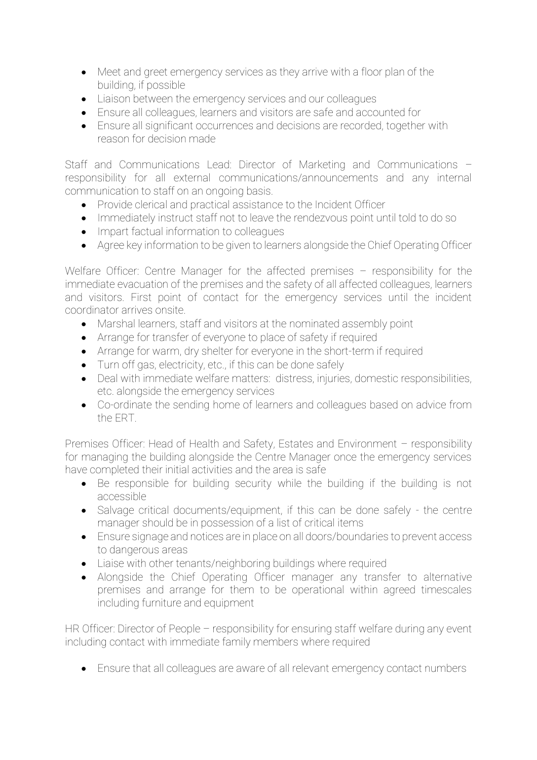- Meet and greet emergency services as they arrive with a floor plan of the building, if possible
- Liaison between the emergency services and our colleagues
- Ensure all colleagues, learners and visitors are safe and accounted for
- Ensure all significant occurrences and decisions are recorded, together with reason for decision made

Staff and Communications Lead: Director of Marketing and Communications – responsibility for all external communications/announcements and any internal communication to staff on an ongoing basis.

- Provide clerical and practical assistance to the Incident Officer
- Immediately instruct staff not to leave the rendezvous point until told to do so
- Impart factual information to colleagues
- Agree key information to be given to learners alongside the Chief Operating Officer

Welfare Officer: Centre Manager for the affected premises – responsibility for the immediate evacuation of the premises and the safety of all affected colleagues, learners and visitors. First point of contact for the emergency services until the incident coordinator arrives onsite.

- Marshal learners, staff and visitors at the nominated assembly point
- Arrange for transfer of everyone to place of safety if required
- Arrange for warm, dry shelter for everyone in the short-term if required
- Turn off gas, electricity, etc., if this can be done safely
- Deal with immediate welfare matters: distress, injuries, domestic responsibilities, etc. alongside the emergency services
- Co-ordinate the sending home of learners and colleagues based on advice from the ERT.

Premises Officer: Head of Health and Safety, Estates and Environment – responsibility for managing the building alongside the Centre Manager once the emergency services have completed their initial activities and the area is safe

- Be responsible for building security while the building if the building is not accessible
- Salvage critical documents/equipment, if this can be done safely - the centre manager should be in possession of a list of critical items
- Ensure signage and notices are in place on all doors/boundaries to prevent access to dangerous areas
- Liaise with other tenants/neighboring buildings where required
- Alongside the Chief Operating Officer manager any transfer to alternative premises and arrange for them to be operational within agreed timescales including furniture and equipment

HR Officer: Director of People – responsibility for ensuring staff welfare during any event including contact with immediate family members where required

- Ensure that all colleagues are aware of all relevant emergency contact numbers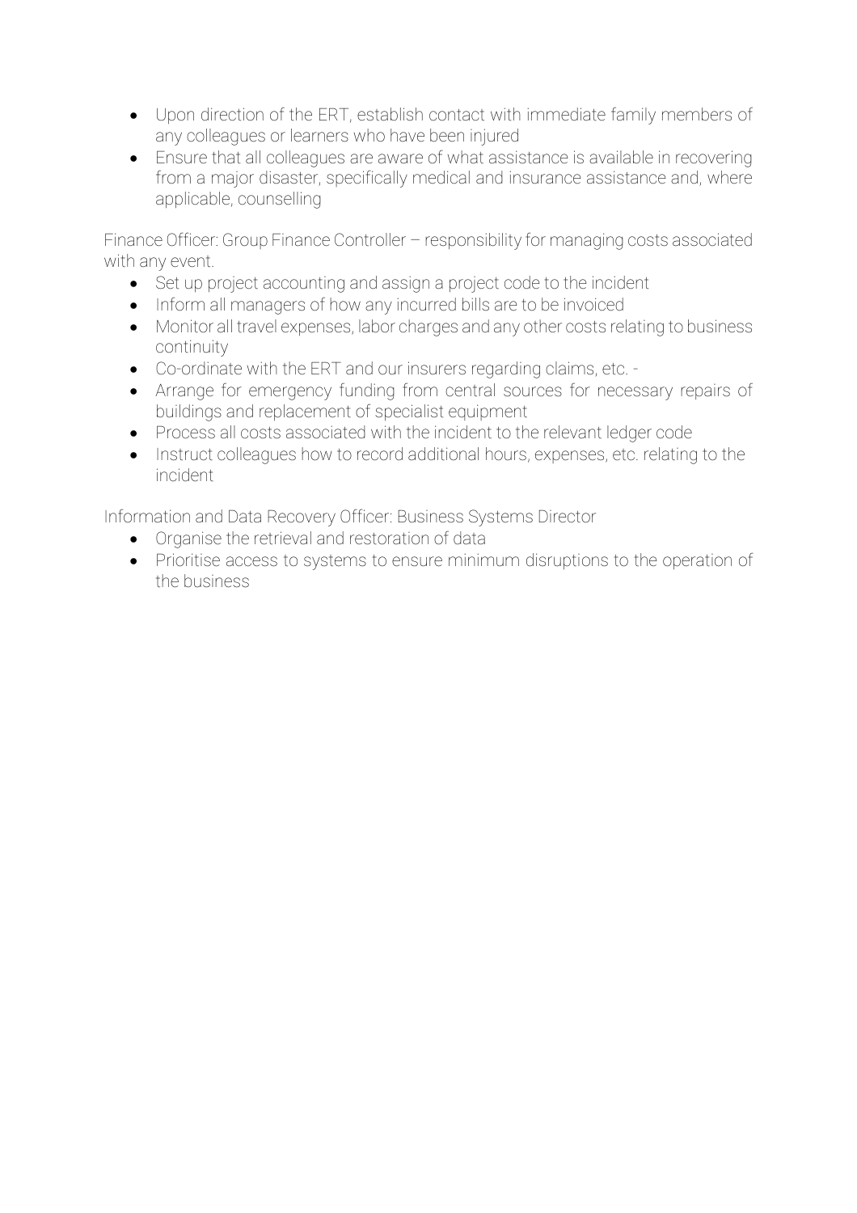- Upon direction of the ERT, establish contact with immediate family members of any colleagues or learners who have been injured
- Ensure that all colleagues are aware of what assistance is available in recovering from a major disaster, specifically medical and insurance assistance and, where applicable, counselling

Finance Officer: Group Finance Controller – responsibility for managing costs associated with any event.

- Set up project accounting and assign a project code to the incident
- Inform all managers of how any incurred bills are to be invoiced
- Monitor all travel expenses, labor charges and any other costs relating to business continuity
- Co-ordinate with the ERT and our insurers regarding claims, etc. -
- Arrange for emergency funding from central sources for necessary repairs of buildings and replacement of specialist equipment
- Process all costs associated with the incident to the relevant ledger code
- Instruct colleagues how to record additional hours, expenses, etc. relating to the incident

Information and Data Recovery Officer: Business Systems Director

- Organise the retrieval and restoration of data
- Prioritise access to systems to ensure minimum disruptions to the operation of the business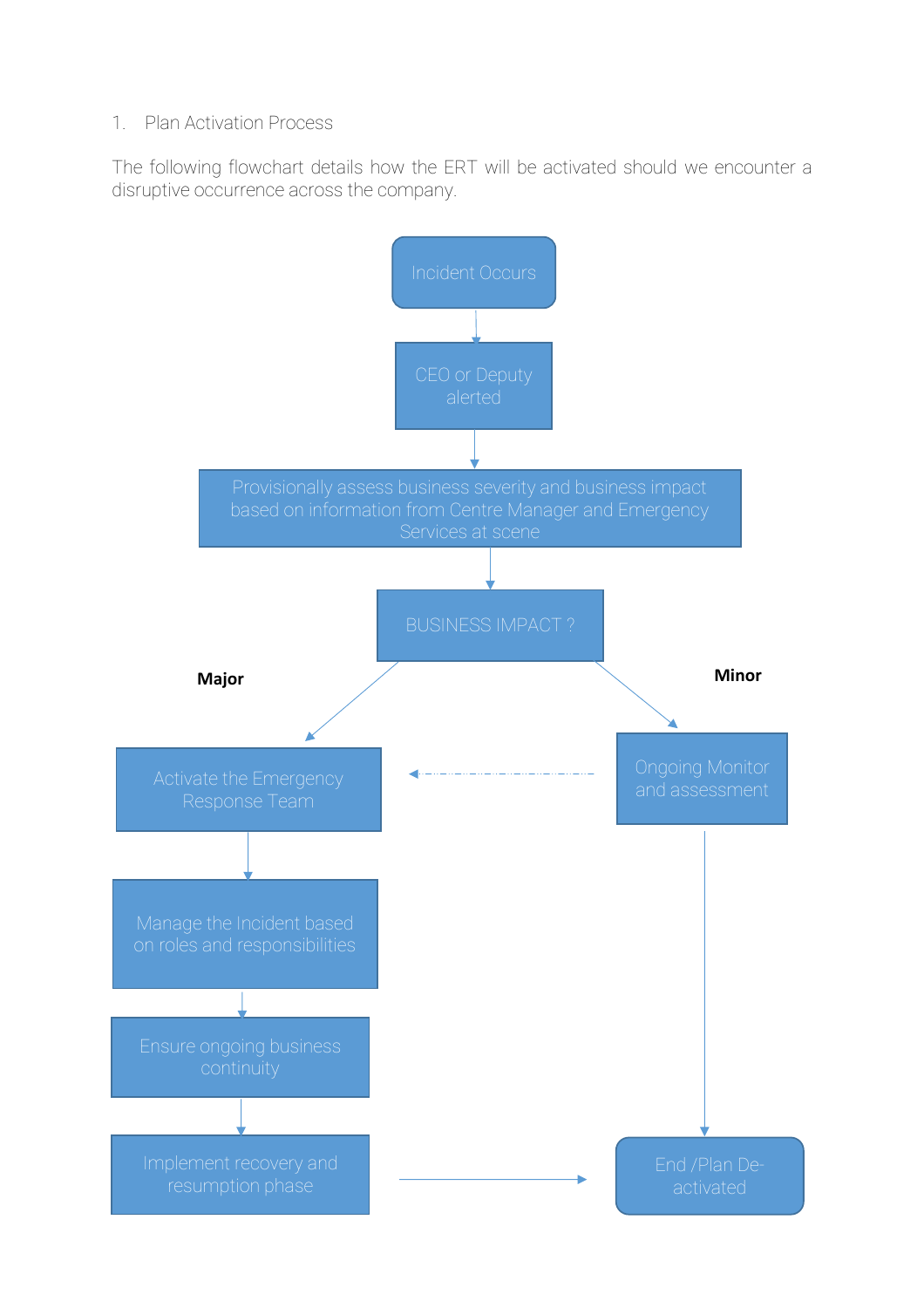1. Plan Activation Process

The following flowchart details how the ERT will be activated should we encounter a disruptive occurrence across the company.

Incident Occurs

CEO or Deputy alerted

Provisionally assess business severity and business impact based on information from Centre Manager and Emergency Services at scene

BUSINESS IMPACT ?

**Major**

**Minor**

Activate the Emergency Response Team

Ongoing Monitor and assessment

Manage the Incident based on roles and responsibilities

Ensure ongoing business continuity

Implement recovery and resumption phase

End /Plan De-activated